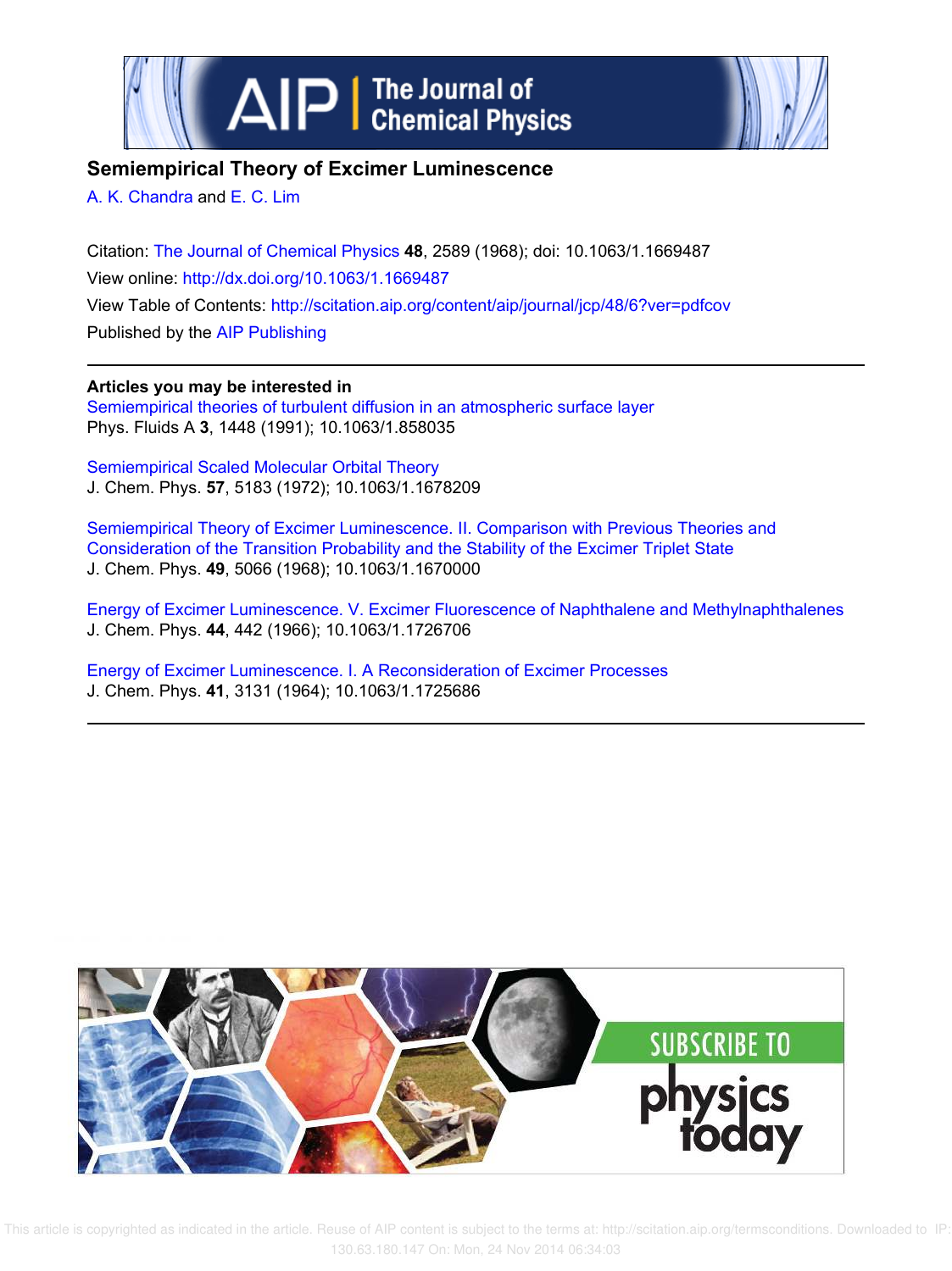# Semiempirical Theory of Excimer Luminescence

A. K. Chandra and E. C. Lim

Citation: The Journal of Chemical Physics **48**, 2589 (1968); doi: 10.1063/1.1669487

View online: http://dx.doi.org/10.1063/1.1669487

View Table of Contents: http://scitation.aip.org/content/aip/journal/jcp/48/6?ver=pdfcov

Published by the AIP Publishing

## Articles you may be interested in

Semiempirical theories of turbulent diffusion in an atmospheric surface layer
Phys. Fluids A **3**, 1448 (1991); 10.1063/1.858035

Semiempirical Scaled Molecular Orbital Theory
J. Chem. Phys. **57**, 5183 (1972); 10.1063/1.1678209

Semiempirical Theory of Excimer Luminescence. II. Comparison with Previous Theories and Consideration of the Transition Probability and the Stability of the Excimer Triplet State
J. Chem. Phys. **49**, 5066 (1968); 10.1063/1.1670000

Energy of Excimer Luminescence. V. Excimer Fluorescence of Naphthalene and Methylnaphthalenes
J. Chem. Phys. **44**, 442 (1966); 10.1063/1.1726706

Energy of Excimer Luminescence. I. A Reconsideration of Excimer Processes
J. Chem. Phys. **41**, 3131 (1964); 10.1063/1.1725686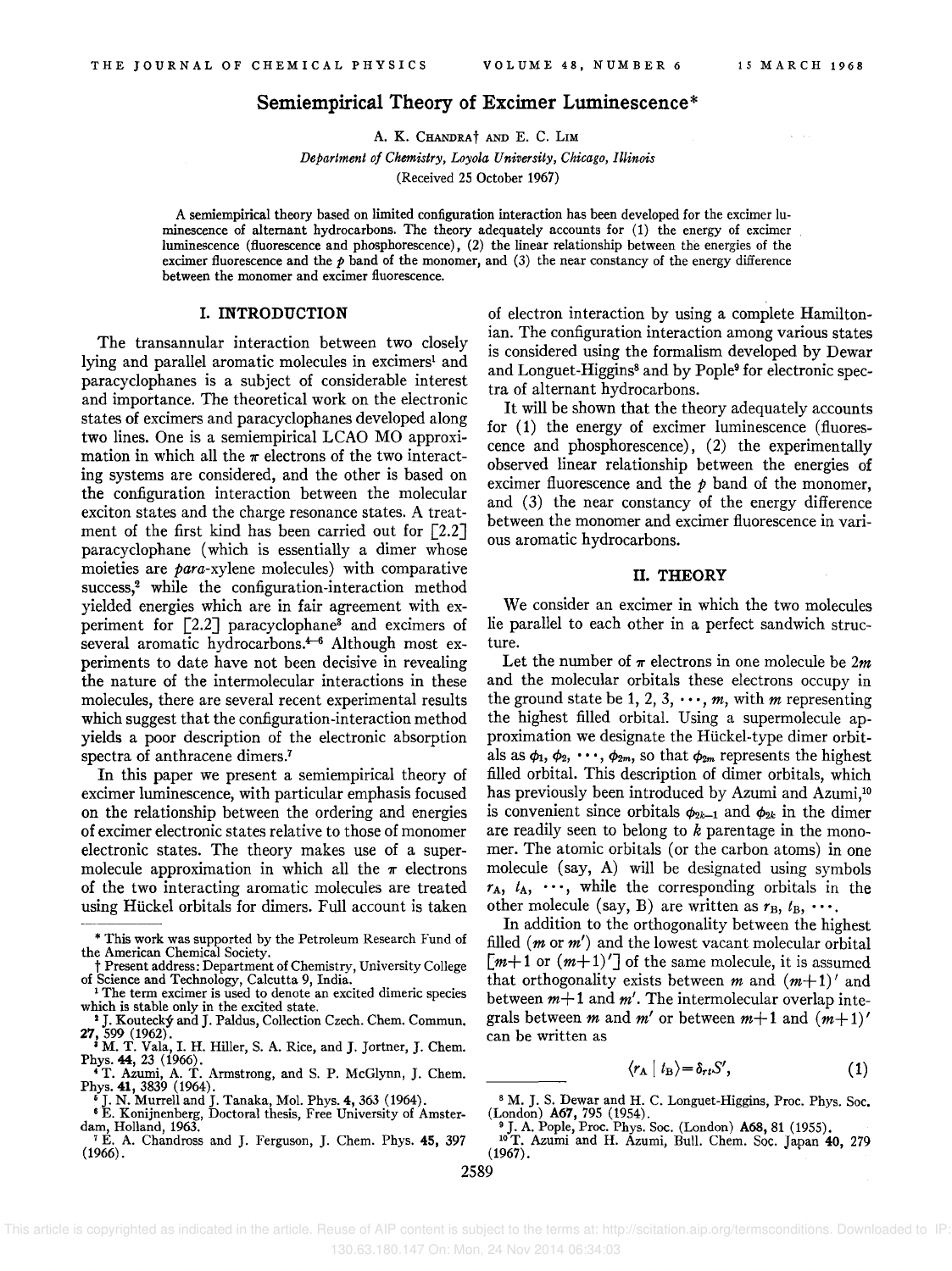# Semiempirical Theory of Excimer Luminescence*

A. K. Chandra† and E. C. Lim

*Department of Chemistry, Loyola University, Chicago, Illinois*

(Received 25 October 1967)

A semiempirical theory based on limited configuration interaction has been developed for the excimer luminescence of alternant hydrocarbons. The theory adequately accounts for (1) the energy of excimer luminescence (fluorescence and phosphorescence), (2) the linear relationship between the energies of the excimer fluorescence and the *p* band of the monomer, and (3) the near constancy of the energy difference between the monomer and excimer fluorescence.

## I. INTRODUCTION

The transannular interaction between two closely lying and parallel aromatic molecules in excimers[1] and paracyclophanes is a subject of considerable interest and importance. The theoretical work on the electronic states of excimers and paracyclophanes developed along two lines. One is a semiempirical LCAO MO approximation in which all the $\pi$ electrons of the two interacting systems are considered, and the other is based on the configuration interaction between the molecular exciton states and the charge resonance states. A treatment of the first kind has been carried out for [2.2] paracyclophane (which is essentially a dimer whose moieties are *para*-xylene molecules) with comparative success,[2] while the configuration-interaction method yielded energies which are in fair agreement with experiment for [2.2] paracyclophane[3] and excimers of several aromatic hydrocarbons.[4–6] Although most experiments to date have not been decisive in revealing the nature of the intermolecular interactions in these molecules, there are several recent experimental results which suggest that the configuration-interaction method yields a poor description of the electronic absorption spectra of anthracene dimers.[7]

In this paper we present a semiempirical theory of excimer luminescence, with particular emphasis focused on the relationship between the ordering and energies of excimer electronic states relative to those of monomer electronic states. The theory makes use of a supermolecule approximation in which all the $\pi$ electrons of the two interacting aromatic molecules are treated using Hückel orbitals for dimers. Full account is taken of electron interaction by using a complete Hamiltonian. The configuration interaction among various states is considered using the formalism developed by Dewar and Longuet-Higgins[8] and by Pople[9] for electronic spectra of alternant hydrocarbons.

It will be shown that the theory adequately accounts for (1) the energy of excimer luminescence (fluorescence and phosphorescence), (2) the experimentally observed linear relationship between the energies of excimer fluorescence and the *p* band of the monomer, and (3) the near constancy of the energy difference between the monomer and excimer fluorescence in various aromatic hydrocarbons.

## II. THEORY

We consider an excimer in which the two molecules lie parallel to each other in a perfect sandwich structure.

Let the number of $\pi$ electrons in one molecule be $2m$ and the molecular orbitals these electrons occupy in the ground state be 1, 2, 3, $\cdots$, $m$, with $m$ representing the highest filled orbital. Using a supermolecule approximation we designate the Hückel-type dimer orbitals as $\phi_1, \phi_2, \cdots, \phi_{2m}$, so that $\phi_{2m}$ represents the highest filled orbital. This description of dimer orbitals, which has previously been introduced by Azumi and Azumi,[10] is convenient since orbitals $\phi_{2k-1}$ and $\phi_{2k}$ in the dimer are readily seen to belong to $k$ parentage in the monomer. The atomic orbitals (or the carbon atoms) in one molecule (say, A) will be designated using symbols $r_A$, $t_A$, $\cdots$, while the corresponding orbitals in the other molecule (say, B) are written as $r_B$, $t_B$, $\cdots$.

In addition to the orthogonality between the highest filled ($m$ or $m'$) and the lowest vacant molecular orbital [$m+1$ or $(m+1)'$] of the same molecule, it is assumed that orthogonality exists between $m$ and $(m+1)'$ and between $m+1$ and $m'$. The intermolecular overlap integrals between $m$ and $m'$ or between $m+1$ and $(m+1)'$ can be written as

$$\langle r_A \mid t_B \rangle = \delta_{rt} S', \tag{1}$$

---

* This work was supported by the Petroleum Research Fund of the American Chemical Society.

† Present address: Department of Chemistry, University College of Science and Technology, Calcutta 9, India.

[1] The term excimer is used to denote an excited dimeric species which is stable only in the excited state.

[2] J. Koutecký and J. Paldus, Collection Czech. Chem. Commun. **27**, 599 (1962).

[3] M. T. Vala, I. H. Hiller, S. A. Rice, and J. Jortner, J. Chem. Phys. **44**, 23 (1966).

[4] T. Azumi, A. T. Armstrong, and S. P. McGlynn, J. Chem. Phys. **41**, 3839 (1964).

[5] J. N. Murrell and J. Tanaka, Mol. Phys. **4**, 363 (1964).

[6] E. Konijnenberg, Doctoral thesis, Free University of Amsterdam, Holland, 1963.

[7] E. A. Chandross and J. Ferguson, J. Chem. Phys. **45**, 397 (1966).

[8] M. J. S. Dewar and H. C. Longuet-Higgins, Proc. Phys. Soc. (London) **A67**, 795 (1954).

[9] J. A. Pople, Proc. Phys. Soc. (London) **A68**, 81 (1955).

[10] T. Azumi and H. Azumi, Bull. Chem. Soc. Japan **40**, 279 (1967).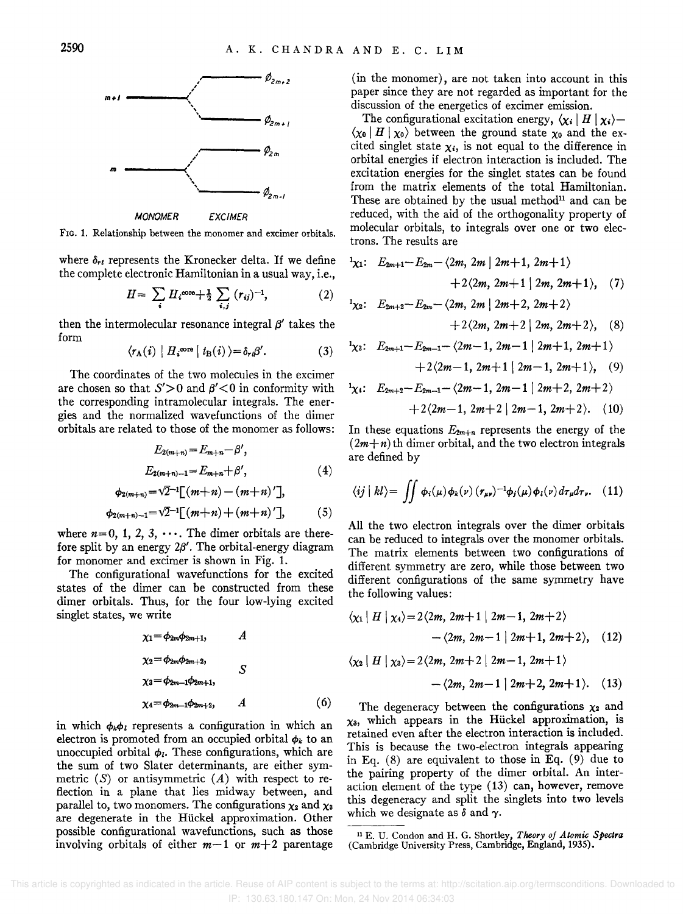MONOMER EXCIMER

FIG. 1. Relationship between the monomer and excimer orbitals.

where $\delta_{rt}$ represents the Kronecker delta. If we define the complete electronic Hamiltonian in a usual way, i.e.,

$$H = \sum_i H_i^{\text{core}} + \tfrac{1}{2} \sum_{i,j} (r_{ij})^{-1}, \tag{2}$$

then the intermolecular resonance integral $\beta'$ takes the form

$$\langle r_A(i) \mid H_i^{\text{core}} \mid t_B(i) \rangle = \delta_{rt}\beta'. \tag{3}$$

The coordinates of the two molecules in the excimer are chosen so that $S' > 0$ and $\beta' < 0$ in conformity with the corresponding intramolecular integrals. The energies and the normalized wavefunctions of the dimer orbitals are related to those of the monomer as follows:

$$E_{2(m+n)} = E_{m+n} - \beta',$$
$$E_{2(m+n)-1} = E_{m+n} + \beta', \tag{4}$$
$$\phi_{2(m+n)} = \sqrt{2}^{-1}[(m+n) - (m+n)'],$$
$$\phi_{2(m+n)-1} = \sqrt{2}^{-1}[(m+n) + (m+n)'], \tag{5}$$

where $n = 0, 1, 2, 3, \cdots$. The dimer orbitals are therefore split by an energy $2\beta'$. The orbital-energy diagram for monomer and excimer is shown in Fig. 1.

The configurational wavefunctions for the excited states of the dimer can be constructed from these dimer orbitals. Thus, for the four low-lying excited singlet states, we write

$$\begin{aligned}
\chi_1 &= \phi_{2m}\phi_{2m+1}, && A \\
\chi_2 &= \phi_{2m}\phi_{2m+2}, && S \\
\chi_3 &= \phi_{2m-1}\phi_{2m+1}, && S \\
\chi_4 &= \phi_{2m-1}\phi_{2m+2}, && A
\end{aligned} \tag{6}$$

in which $\phi_k\phi_l$ represents a configuration in which an electron is promoted from an occupied orbital $\phi_k$ to an unoccupied orbital $\phi_l$. These configurations, which are the sum of two Slater determinants, are either symmetric ($S$) or antisymmetric ($A$) with respect to reflection in a plane that lies midway between, and parallel to, two monomers. The configurations $\chi_2$ and $\chi_3$ are degenerate in the Hückel approximation. Other possible configurational wavefunctions, such as those involving orbitals of either $m-1$ or $m+2$ parentage (in the monomer), are not taken into account in this paper since they are not regarded as important for the discussion of the energetics of excimer emission.

The configurational excitation energy, $\langle \chi_i \mid H \mid \chi_i \rangle - \langle \chi_0 \mid H \mid \chi_0 \rangle$ between the ground state $\chi_0$ and the excited singlet state $\chi_i$, is not equal to the difference in orbital energies if electron interaction is included. The excitation energies for the singlet states can be found from the matrix elements of the total Hamiltonian. These are obtained by the usual method[11] and can be reduced, with the aid of the orthogonality property of molecular orbitals, to integrals over one or two electrons. The results are

$$^1\chi_1:\quad E_{2m+1} - E_{2m} - \langle 2m, 2m \mid 2m+1, 2m+1 \rangle + 2\langle 2m, 2m+1 \mid 2m, 2m+1 \rangle, \tag{7}$$

$$^1\chi_2:\quad E_{2m+2} - E_{2m} - \langle 2m, 2m \mid 2m+2, 2m+2 \rangle + 2\langle 2m, 2m+2 \mid 2m, 2m+2 \rangle, \tag{8}$$

$$^1\chi_3:\quad E_{2m+1} - E_{2m-1} - \langle 2m-1, 2m-1 \mid 2m+1, 2m+1 \rangle + 2\langle 2m-1, 2m+1 \mid 2m-1, 2m+1 \rangle, \tag{9}$$

$$^1\chi_4:\quad E_{2m+2} - E_{2m-1} - \langle 2m-1, 2m-1 \mid 2m+2, 2m+2 \rangle + 2\langle 2m-1, 2m+2 \mid 2m-1, 2m+2 \rangle. \tag{10}$$

In these equations $E_{2m+n}$ represents the energy of the $(2m+n)$th dimer orbital, and the two electron integrals are defined by

$$\langle ij \mid kl \rangle = \iint \phi_i(\mu)\phi_k(\nu)(r_{\mu\nu})^{-1}\phi_j(\mu)\phi_l(\nu)\, d\tau_\mu d\tau_\nu. \tag{11}$$

All the two electron integrals over the dimer orbitals can be reduced to integrals over the monomer orbitals. The matrix elements between two configurations of different symmetry are zero, while those between two different configurations of the same symmetry have the following values:

$$\langle \chi_1 \mid H \mid \chi_4 \rangle = 2\langle 2m, 2m+1 \mid 2m-1, 2m+2 \rangle - \langle 2m, 2m-1 \mid 2m+1, 2m+2 \rangle, \tag{12}$$

$$\langle \chi_2 \mid H \mid \chi_3 \rangle = 2\langle 2m, 2m+2 \mid 2m-1, 2m+1 \rangle - \langle 2m, 2m-1 \mid 2m+2, 2m+1 \rangle. \tag{13}$$

The degeneracy between the configurations $\chi_2$ and $\chi_3$, which appears in the Hückel approximation, is retained even after the electron interaction is included. This is because the two-electron integrals appearing in Eq. (8) are equivalent to those in Eq. (9) due to the pairing property of the dimer orbital. An interaction element of the type (13) can, however, remove this degeneracy and split the singlets into two levels which we designate as $\delta$ and $\gamma$.

[11] E. U. Condon and H. G. Shortley, *Theory of Atomic Spectra* (Cambridge University Press, Cambridge, England, 1935).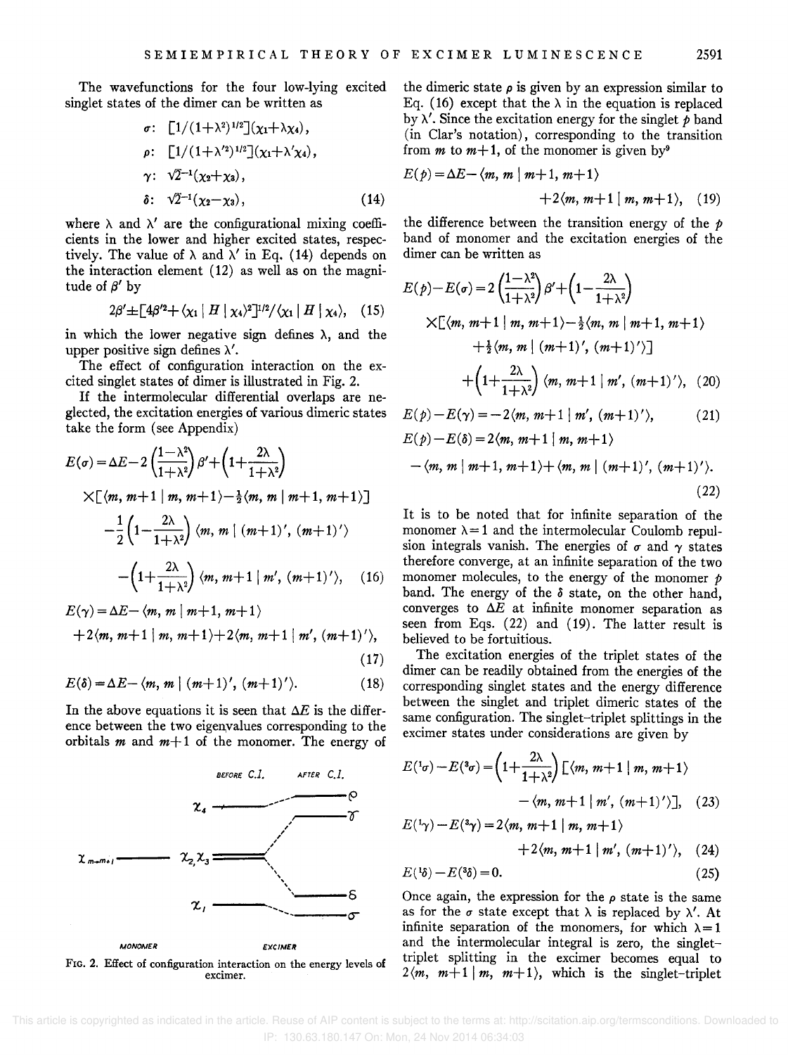The wavefunctions for the four low-lying excited singlet states of the dimer can be written as

$$\begin{aligned}
\sigma&: \quad [1/(1+\lambda^2)^{1/2}](\chi_1+\lambda\chi_4),\\
\rho&: \quad [1/(1+\lambda'^2)^{1/2}](\chi_1+\lambda'\chi_4),\\
\gamma&: \quad \sqrt{2}^{-1}(\chi_2+\chi_3),\\
\delta&: \quad \sqrt{2}^{-1}(\chi_2-\chi_3),
\end{aligned}\tag{14}$$

where $\lambda$ and $\lambda'$ are the configurational mixing coefficients in the lower and higher excited states, respectively. The value of $\lambda$ and $\lambda'$ in Eq. (14) depends on the interaction element (12) as well as on the magnitude of $\beta'$ by

$$2\beta'\pm[4\beta'^2+\langle\chi_1\mid H\mid\chi_4\rangle^2]^{1/2}/\langle\chi_1\mid H\mid\chi_4\rangle,\tag{15}$$

in which the lower negative sign defines $\lambda$, and the upper positive sign defines $\lambda'$.

The effect of configuration interaction on the excited singlet states of dimer is illustrated in Fig. 2.

If the intermolecular differential overlaps are neglected, the excitation energies of various dimeric states take the form (see Appendix)

$$\begin{aligned}
E(\sigma)=\Delta E&-2\left(\frac{1-\lambda^2}{1+\lambda^2}\right)\beta'+\left(1+\frac{2\lambda}{1+\lambda^2}\right)\\
&\times[\langle m, m+1\mid m, m+1\rangle-\tfrac{1}{2}\langle m, m\mid m+1, m+1\rangle]\\
&-\frac{1}{2}\left(1-\frac{2\lambda}{1+\lambda^2}\right)\langle m, m\mid (m+1)', (m+1)'\rangle\\
&-\left(1+\frac{2\lambda}{1+\lambda^2}\right)\langle m, m+1\mid m', (m+1)'\rangle,
\end{aligned}\tag{16}$$

$$\begin{aligned}
E(\gamma)=\Delta E&-\langle m, m\mid m+1, m+1\rangle\\
&+2\langle m, m+1\mid m, m+1\rangle+2\langle m, m+1\mid m', (m+1)'\rangle,
\end{aligned}\tag{17}$$

$$E(\delta)=\Delta E-\langle m, m\mid (m+1)', (m+1)'\rangle.\tag{18}$$

In the above equations it is seen that $\Delta E$ is the difference between the two eigenvalues corresponding to the orbitals $m$ and $m+1$ of the monomer. The energy of the dimeric state $\rho$ is given by an expression similar to Eq. (16) except that the $\lambda$ in the equation is replaced by $\lambda'$. Since the excitation energy for the singlet $p$ band (in Clar's notation), corresponding to the transition from $m$ to $m+1$, of the monomer is given by[9]

$$E(p)=\Delta E-\langle m, m\mid m+1, m+1\rangle+2\langle m, m+1\mid m, m+1\rangle,\tag{19}$$

the difference between the transition energy of the $p$ band of monomer and the excitation energies of the dimer can be written as

$$\begin{aligned}
E(p)-E(\sigma)=2&\left(\frac{1-\lambda^2}{1+\lambda^2}\right)\beta'+\left(1-\frac{2\lambda}{1+\lambda^2}\right)\\
&\times[\langle m, m+1\mid m, m+1\rangle-\tfrac{1}{2}\langle m, m\mid m+1, m+1\rangle\\
&+\tfrac{1}{2}\langle m, m\mid (m+1)', (m+1)'\rangle]\\
&+\left(1+\frac{2\lambda}{1+\lambda^2}\right)\langle m, m+1\mid m', (m+1)'\rangle,
\end{aligned}\tag{20}$$

$$E(p)-E(\gamma)=-2\langle m, m+1\mid m', (m+1)'\rangle,\tag{21}$$

$$\begin{aligned}
E(p)-E(\delta)=&\,2\langle m, m+1\mid m, m+1\rangle\\
&-\langle m, m\mid m+1, m+1\rangle+\langle m, m\mid (m+1)', (m+1)'\rangle.
\end{aligned}\tag{22}$$

It is to be noted that for infinite separation of the monomer $\lambda=1$ and the intermolecular Coulomb repulsion integrals vanish. The energies of $\sigma$ and $\gamma$ states therefore converge, at an infinite separation of the two monomer molecules, to the energy of the monomer $p$ band. The energy of the $\delta$ state, on the other hand, converges to $\Delta E$ at infinite monomer separation as seen from Eqs. (22) and (19). The latter result is believed to be fortuitious.

The excitation energies of the triplet states of the dimer can be readily obtained from the energies of the corresponding singlet states and the energy difference between the singlet and triplet dimeric states of the same configuration. The singlet–triplet splittings in the excimer states under considerations are given by

$$\begin{aligned}
E(^1\sigma)-E(^3\sigma)=&\left(1+\frac{2\lambda}{1+\lambda^2}\right)[\langle m, m+1\mid m, m+1\rangle\\
&-\langle m, m+1\mid m', (m+1)'\rangle],
\end{aligned}\tag{23}$$

$$\begin{aligned}
E(^1\gamma)-E(^3\gamma)=&\,2\langle m, m+1\mid m, m+1\rangle\\
&+2\langle m, m+1\mid m', (m+1)'\rangle,
\end{aligned}\tag{24}$$

$$E(^1\delta)-E(^3\delta)=0.\tag{25}$$

Once again, the expression for the $\rho$ state is the same as for the $\sigma$ state except that $\lambda$ is replaced by $\lambda'$. At infinite separation of the monomers, for which $\lambda=1$ and the intermolecular integral is zero, the singlet–triplet splitting in the excimer becomes equal to $2\langle m, m+1\mid m, m+1\rangle$, which is the singlet–triplet

Fig. 2. Effect of configuration interaction on the energy levels of excimer.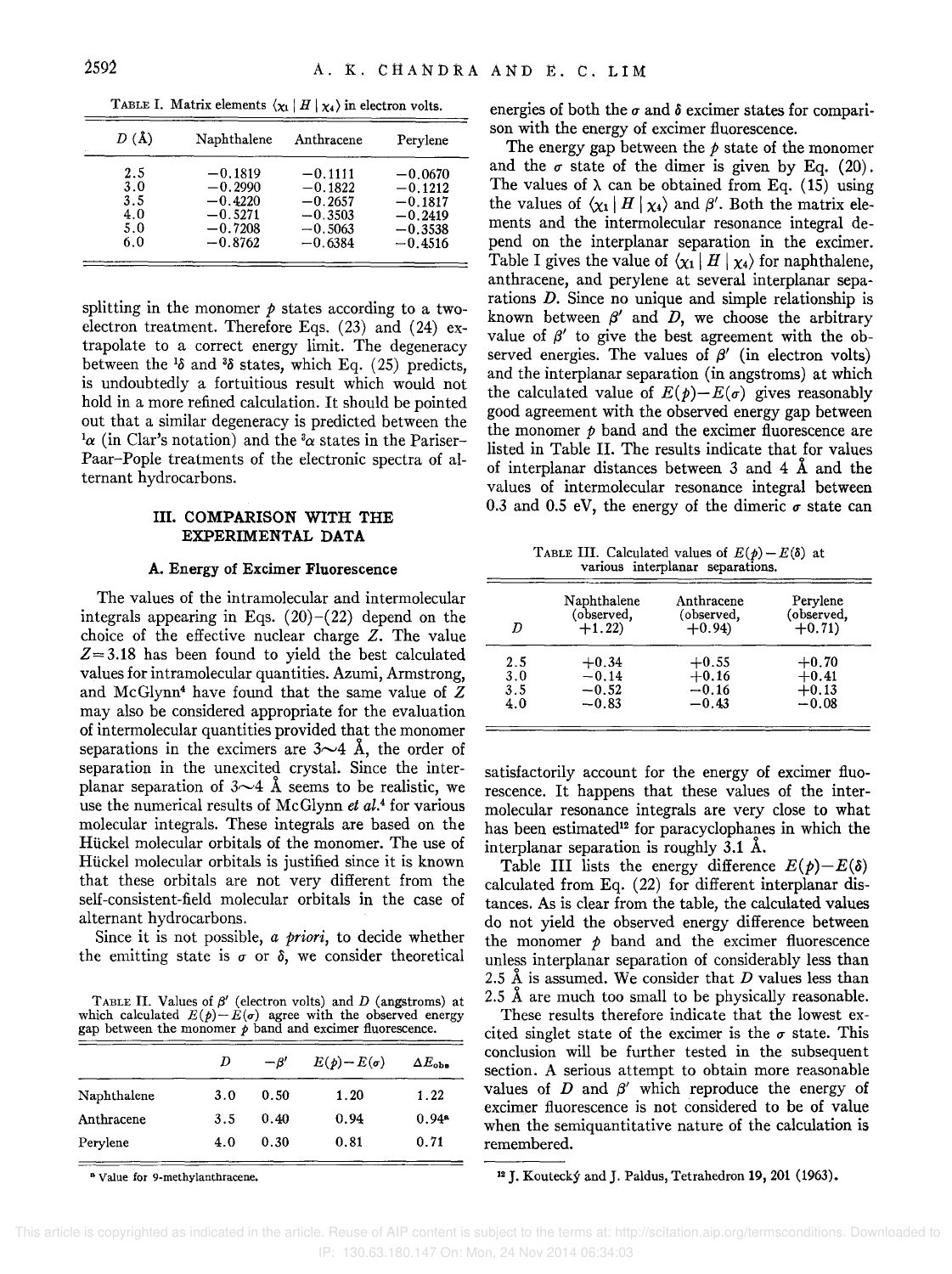TABLE I. Matrix elements $\langle \chi_1 | H | \chi_4 \rangle$ in electron volts.

| $D$ (Å) | Naphthalene | Anthracene | Perylene |
|---|---|---|---|
| 2.5 | −0.1819 | −0.1111 | −0.0670 |
| 3.0 | −0.2990 | −0.1822 | −0.1212 |
| 3.5 | −0.4220 | −0.2657 | −0.1817 |
| 4.0 | −0.5271 | −0.3503 | −0.2419 |
| 5.0 | −0.7208 | −0.5063 | −0.3538 |
| 6.0 | −0.8762 | −0.6384 | −0.4516 |

splitting in the monomer $p$ states according to a two-electron treatment. Therefore Eqs. (23) and (24) extrapolate to a correct energy limit. The degeneracy between the $^1\delta$ and $^3\delta$ states, which Eq. (25) predicts, is undoubtedly a fortuitious result which would not hold in a more refined calculation. It should be pointed out that a similar degeneracy is predicted between the $^1\alpha$ (in Clar's notation) and the $^3\alpha$ states in the Pariser–Paar–Pople treatments of the electronic spectra of alternant hydrocarbons.

## III. COMPARISON WITH THE EXPERIMENTAL DATA

### A. Energy of Excimer Fluorescence

The values of the intramolecular and intermolecular integrals appearing in Eqs. (20)–(22) depend on the choice of the effective nuclear charge $Z$. The value $Z=3.18$ has been found to yield the best calculated values for intramolecular quantities. Azumi, Armstrong, and McGlynn[4] have found that the same value of $Z$ may also be considered appropriate for the evaluation of intermolecular quantities provided that the monomer separations in the excimers are 3∼4 Å, the order of separation in the unexcited crystal. Since the interplanar separation of 3∼4 Å seems to be realistic, we use the numerical results of McGlynn *et al.*[4] for various molecular integrals. These integrals are based on the Hückel molecular orbitals of the monomer. The use of Hückel molecular orbitals is justified since it is known that these orbitals are not very different from the self-consistent-field molecular orbitals in the case of alternant hydrocarbons.

Since it is not possible, *a priori*, to decide whether the emitting state is $\sigma$ or $\delta$, we consider theoretical energies of both the $\sigma$ and $\delta$ excimer states for comparison with the energy of excimer fluorescence.

The energy gap between the $p$ state of the monomer and the $\sigma$ state of the dimer is given by Eq. (20). The values of $\lambda$ can be obtained from Eq. (15) using the values of $\langle \chi_1 | H | \chi_4 \rangle$ and $\beta'$. Both the matrix elements and the intermolecular resonance integral depend on the interplanar separation in the excimer. Table I gives the value of $\langle \chi_1 | H | \chi_4 \rangle$ for naphthalene, anthracene, and perylene at several interplanar separations $D$. Since no unique and simple relationship is known between $\beta'$ and $D$, we choose the arbitrary value of $\beta'$ to give the best agreement with the observed energies. The values of $\beta'$ (in electron volts) and the interplanar separation (in angstroms) at which the calculated value of $E(p)-E(\sigma)$ gives reasonably good agreement with the observed energy gap between the monomer $p$ band and the excimer fluorescence are listed in Table II. The results indicate that for values of interplanar distances between 3 and 4 Å and the values of intermolecular resonance integral between 0.3 and 0.5 eV, the energy of the dimeric $\sigma$ state can satisfactorily account for the energy of excimer fluorescence. It happens that these values of the intermolecular resonance integrals are very close to what has been estimated[12] for paracyclophanes in which the interplanar separation is roughly 3.1 Å.

TABLE II. Values of $\beta'$ (electron volts) and $D$ (angstroms) at which calculated $E(p)-E(\sigma)$ agree with the observed energy gap between the monomer $p$ band and excimer fluorescence.

| | $D$ | $-\beta'$ | $E(p)-E(\sigma)$ | $\Delta E_{\text{obs}}$ |
|---|---|---|---|---|
| Naphthalene | 3.0 | 0.50 | 1.20 | 1.22 |
| Anthracene | 3.5 | 0.40 | 0.94 | 0.94[a] |
| Perylene | 4.0 | 0.30 | 0.81 | 0.71 |

[a] Value for 9-methylanthracene.

TABLE III. Calculated values of $E(p)-E(\delta)$ at various interplanar separations.

| $D$ | Naphthalene (observed, +1.22) | Anthracene (observed, +0.94) | Perylene (observed, +0.71) |
|---|---|---|---|
| 2.5 | +0.34 | +0.55 | +0.70 |
| 3.0 | −0.14 | +0.16 | +0.41 |
| 3.5 | −0.52 | −0.16 | +0.13 |
| 4.0 | −0.83 | −0.43 | −0.08 |

Table III lists the energy difference $E(p)-E(\delta)$ calculated from Eq. (22) for different interplanar distances. As is clear from the table, the calculated values do not yield the observed energy difference between the monomer $p$ band and the excimer fluorescence unless interplanar separation of considerably less than 2.5 Å is assumed. We consider that $D$ values less than 2.5 Å are much too small to be physically reasonable.

These results therefore indicate that the lowest excited singlet state of the excimer is the $\sigma$ state. This conclusion will be further tested in the subsequent section. A serious attempt to obtain more reasonable values of $D$ and $\beta'$ which reproduce the energy of excimer fluorescence is not considered to be of value when the semiquantitative nature of the calculation is remembered.

[12] J. Koutecký and J. Paldus, Tetrahedron 19, 201 (1963).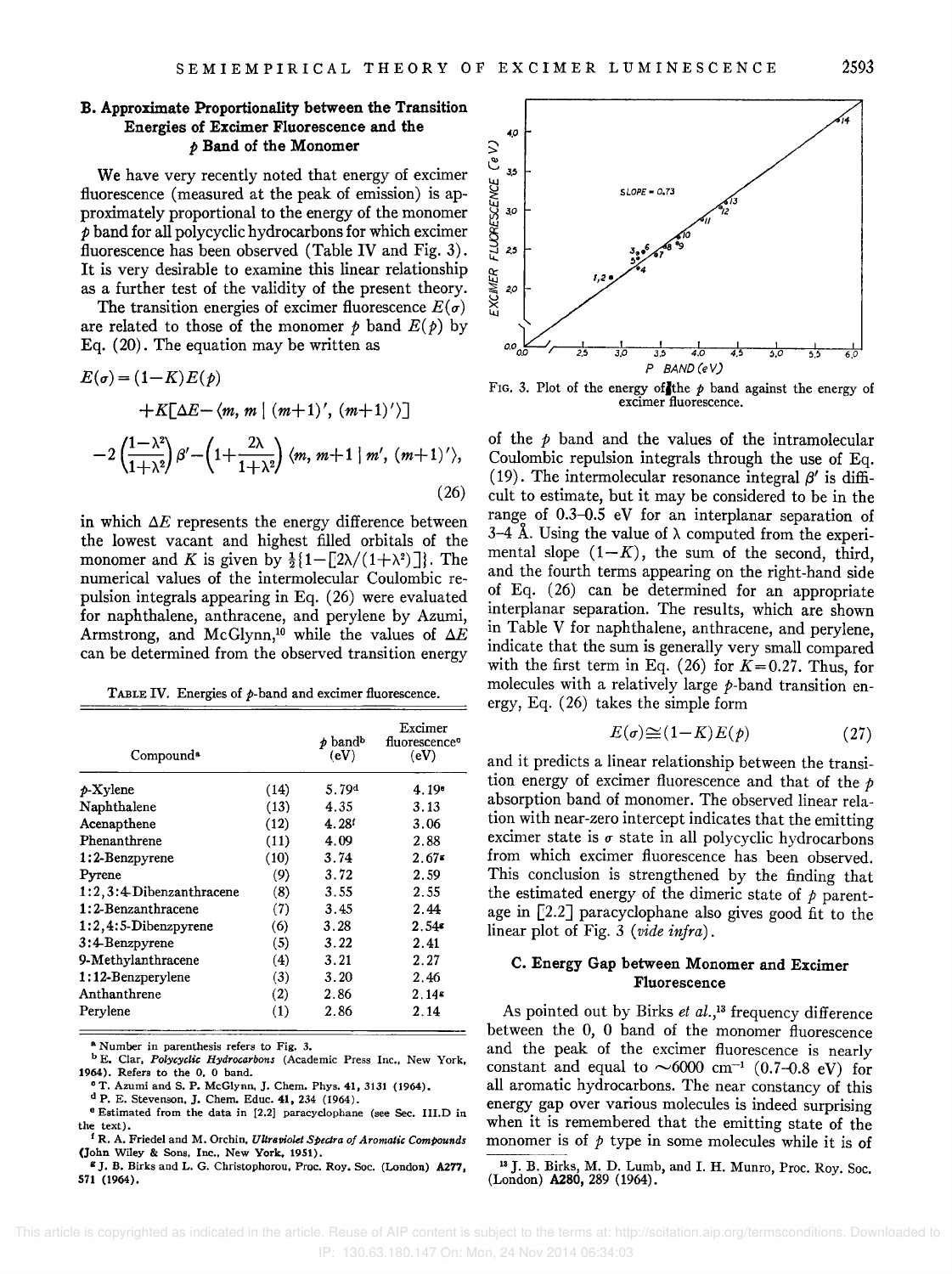### B. Approximate Proportionality between the Transition Energies of Excimer Fluorescence and the $p$ Band of the Monomer

We have very recently noted that energy of excimer fluorescence (measured at the peak of emission) is approximately proportional to the energy of the monomer $p$ band for all polycyclic hydrocarbons for which excimer fluorescence has been observed (Table IV and Fig. 3). It is very desirable to examine this linear relationship as a further test of the validity of the present theory.

The transition energies of excimer fluorescence $E(\sigma)$ are related to those of the monomer $p$ band $E(p)$ by Eq. (20). The equation may be written as

$$E(\sigma)=(1-K)E(p) +K[\Delta E-\langle m, m \mid (m+1)', (m+1)'\rangle] -2\left(\frac{1-\lambda^2}{1+\lambda^2}\right)\beta'-\left(1+\frac{2\lambda}{1+\lambda^2}\right)\langle m, m+1 \mid m', (m+1)'\rangle, \tag{26}$$

in which $\Delta E$ represents the energy difference between the lowest vacant and highest filled orbitals of the monomer and $K$ is given by $\frac{1}{2}\{1-[2\lambda/(1+\lambda^2)]\}$. The numerical values of the intermolecular Coulombic repulsion integrals in Eq. (26) were evaluated for naphthalene, anthracene, and perylene by Azumi, Armstrong, and McGlynn,[10] while the values of $\Delta E$ can be determined from the observed transition energy of the $p$ band and the values of the intramolecular Coulombic repulsion integrals through the use of Eq. (19). The intermolecular resonance integral $\beta'$ is difficult to estimate, but it may be considered to be in the range of 0.3–0.5 eV for an interplanar separation of 3–4 Å. Using the value of $\lambda$ computed from the experimental slope $(1-K)$, the sum of the second, third, and the fourth terms appearing on the right-hand side of Eq. (26) can be determined for an appropriate interplanar separation. The results, which are shown in Table V for naphthalene, anthracene, and perylene, indicate that the sum is generally very small compared with the first term in Eq. (26) for $K=0.27$. Thus, for molecules with a relatively large $p$-band transition energy, Eq. (26) takes the simple form

$$E(\sigma)\cong(1-K)E(p) \tag{27}$$

and it predicts a linear relationship between the transition energy of excimer fluorescence and that of the $p$ absorption band of monomer. The observed linear relation with near-zero intercept indicates that the emitting excimer state is $\sigma$ state in all polycyclic hydrocarbons from which excimer fluorescence has been observed. This conclusion is strengthened by the finding that the estimated energy of the dimeric state of $p$ parentage in [2.2] paracyclophane also gives good fit to the linear plot of Fig. 3 (*vide infra*).

TABLE IV. Energies of $p$-band and excimer fluorescence.

| Compound[a] | | $p$ band[b] (eV) | Excimer fluorescence[c] (eV) |
|---|---|---|---|
| $p$-Xylene | (14) | 5.79[d] | 4.19[e] |
| Naphthalene | (13) | 4.35 | 3.13 |
| Acenapthene | (12) | 4.28[f] | 3.06 |
| Phenanthrene | (11) | 4.09 | 2.88 |
| 1:2-Benzpyrene | (10) | 3.74 | 2.67[g] |
| Pyrene | (9) | 3.72 | 2.59 |
| 1:2,3:4-Dibenzanthracene | (8) | 3.55 | 2.55 |
| 1:2-Benzanthracene | (7) | 3.45 | 2.44 |
| 1:2,4:5-Dibenzpyrene | (6) | 3.28 | 2.54[g] |
| 3:4-Benzpyrene | (5) | 3.22 | 2.41 |
| 9-Methylanthracene | (4) | 3.21 | 2.27 |
| 1:12-Benzperylene | (3) | 3.20 | 2.46 |
| Anthanthrene | (2) | 2.86 | 2.14[g] |
| Perylene | (1) | 2.86 | 2.14 |

[a] Number in parenthesis refers to Fig. 3.
[b] E. Clar, *Polycyclic Hydrocarbons* (Academic Press Inc., New York, 1964). Refers to the 0, 0 band.
[c] T. Azumi and S. P. McGlynn, J. Chem. Phys. 41, 3131 (1964).
[d] P. E. Stevenson, J. Chem. Educ. 41, 234 (1964).
[e] Estimated from the data in [2.2] paracyclophane (see Sec. III.D in the text).
[f] R. A. Friedel and M. Orchin, *Ultraviolet Spectra of Aromatic Compounds* (John Wiley & Sons, Inc., New York, 1951).
[g] J. B. Birks and L. G. Christophorou, Proc. Roy. Soc. (London) A277, 571 (1964).

FIG. 3. Plot of the energy of the $p$ band against the energy of excimer fluorescence.

### C. Energy Gap between Monomer and Excimer Fluorescence

As pointed out by Birks *et al.*,[13] frequency difference between the 0, 0 band of the monomer fluorescence and the peak of the excimer fluorescence is nearly constant and equal to ~6000 cm$^{-1}$ (0.7–0.8 eV) for all aromatic hydrocarbons. The near constancy of this energy gap over various molecules is indeed surprising when it is remembered that the emitting state of the monomer is of $p$ type in some molecules while it is of

[13] J. B. Birks, M. D. Lumb, and I. H. Munro, Proc. Roy. Soc. (London) A280, 289 (1964).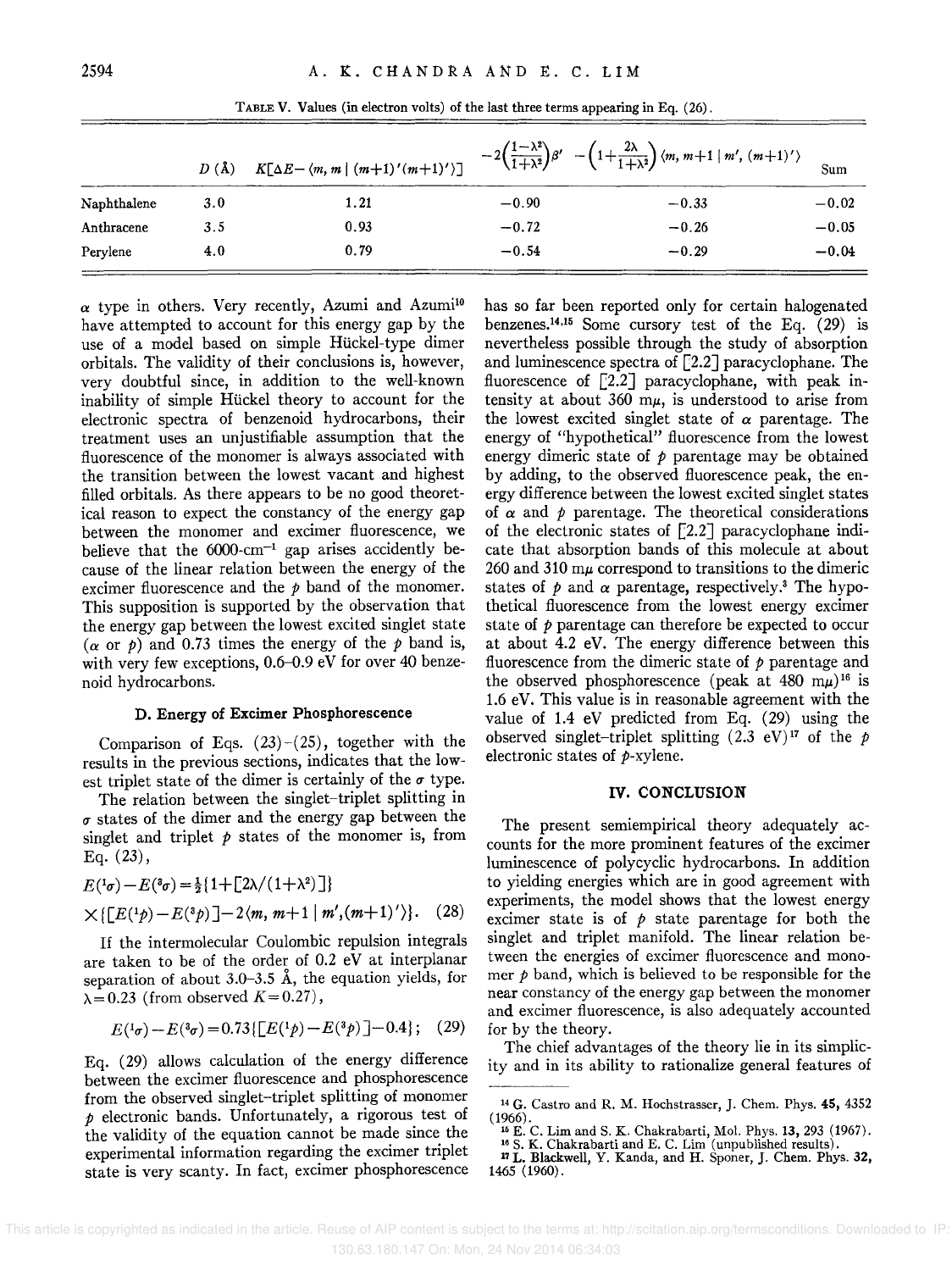TABLE V. Values (in electron volts) of the last three terms appearing in Eq. (26).

| | $D$ (Å) | $K[\Delta E-\langle m, m \mid (m+1)'(m+1)'\rangle]$ | $-2\left(\frac{1-\lambda^2}{1+\lambda^2}\right)\beta'$ | $-\left(1+\frac{2\lambda}{1+\lambda^2}\right)\langle m, m+1 \mid m', (m+1)'\rangle$ | Sum |
|---|---|---|---|---|---|
| Naphthalene | 3.0 | 1.21 | −0.90 | −0.33 | −0.02 |
| Anthracene | 3.5 | 0.93 | −0.72 | −0.26 | −0.05 |
| Perylene | 4.0 | 0.79 | −0.54 | −0.29 | −0.04 |

$\alpha$ type in others. Very recently, Azumi and Azumi[10] have attempted to account for this energy gap by the use of a model based on simple Hückel-type dimer orbitals. The validity of their conclusions is, however, very doubtful since, in addition to the well-known inability of simple Hückel theory to account for the electronic spectra of benzenoid hydrocarbons, their treatment uses an unjustifiable assumption that the fluorescence of the monomer is always associated with the transition between the lowest vacant and highest filled orbitals. As there appears to be no good theoretical reason to expect the constancy of the energy gap between the monomer and excimer fluorescence, we believe that the 6000-cm$^{-1}$ gap arises accidently because of the linear relation between the energy of the excimer fluorescence and the $p$ band of the monomer. This supposition is supported by the observation that the energy gap between the lowest excited singlet state ($\alpha$ or $p$) and 0.73 times the energy of the $p$ band is, with very few exceptions, 0.6–0.9 eV for over 40 benzenoid hydrocarbons.

### D. Energy of Excimer Phosphorescence

Comparison of Eqs. (23)–(25), together with the results in the previous sections, indicates that the lowest triplet state of the dimer is certainly of the $\sigma$ type.

The relation between the singlet–triplet splitting in $\sigma$ states of the dimer and the energy gap between the singlet and triplet $p$ states of the monomer is, from Eq. (23),

$$E(^1\sigma)-E(^3\sigma)=\tfrac{1}{2}\{1+[2\lambda/(1+\lambda^2)]\}$$
$$\times\{[E(^1p)-E(^3p)]-2\langle m, m+1 \mid m', (m+1)'\rangle\}. \quad (28)$$

If the intermolecular Coulombic repulsion integrals are taken to be of the order of 0.2 eV at interplanar separation of about 3.0–3.5 Å, the equation yields, for $\lambda=0.23$ (from observed $K=0.27$),

$$E(^1\sigma)-E(^3\sigma)=0.73\{[E(^1p)-E(^3p)]-0.4\}; \quad (29)$$

Eq. (29) allows calculation of the energy difference between the excimer fluorescence and phosphorescence from the observed singlet–triplet splitting of monomer $p$ electronic bands. Unfortunately, a rigorous test of the validity of the equation cannot be made since the experimental information regarding the excimer triplet state is very scanty. In fact, excimer phosphorescence has so far been reported only for certain halogenated benzenes.[14,15] Some cursory test of the Eq. (29) is nevertheless possible through the study of absorption and luminescence spectra of [2.2] paracyclophane. The fluorescence of [2.2] paracyclophane, with peak intensity at about 360 m$\mu$, is understood to arise from the lowest excited singlet state of $\alpha$ parentage. The energy of "hypothetical" fluorescence from the lowest energy dimeric state of $p$ parentage may be obtained by adding, to the observed fluorescence peak, the energy difference between the lowest excited singlet states of $\alpha$ and $p$ parentage. The theoretical considerations of the electronic states of [2.2] paracyclophane indicate that absorption bands of this molecule at about 260 and 310 m$\mu$ correspond to transitions to the dimeric states of $p$ and $\alpha$ parentage, respectively.[3] The hypothetical fluorescence from the lowest energy excimer state of $p$ parentage can therefore be expected to occur at about 4.2 eV. The energy difference between this fluorescence from the dimeric state of $p$ parentage and the observed phosphorescence (peak at 480 m$\mu$)[16] is 1.6 eV. This value is in reasonable agreement with the value of 1.4 eV predicted from Eq. (29) using the observed singlet–triplet splitting (2.3 eV)[17] of the $p$ electronic states of $p$-xylene.

## IV. CONCLUSION

The present semiempirical theory adequately accounts for the more prominent features of the excimer luminescence of polycyclic hydrocarbons. In addition to yielding energies which are in good agreement with experiments, the model shows that the lowest energy excimer state is of $p$ state parentage for both the singlet and triplet manifold. The linear relation between the energies of excimer fluorescence and monomer $p$ band, which is believed to be responsible for the near constancy of the energy gap between the monomer and excimer fluorescence, is also adequately accounted for by the theory.

The chief advantages of the theory lie in its simplicity and in its ability to rationalize general features of

[14] G. Castro and R. M. Hochstrasser, J. Chem. Phys. **45**, 4352 (1966).

[15] E. C. Lim and S. K. Chakrabarti, Mol. Phys. **13**, 293 (1967).

[16] S. K. Chakrabarti and E. C. Lim (unpublished results).

[17] L. Blackwell, Y. Kanda, and H. Sponer, J. Chem. Phys. **32**, 1465 (1960).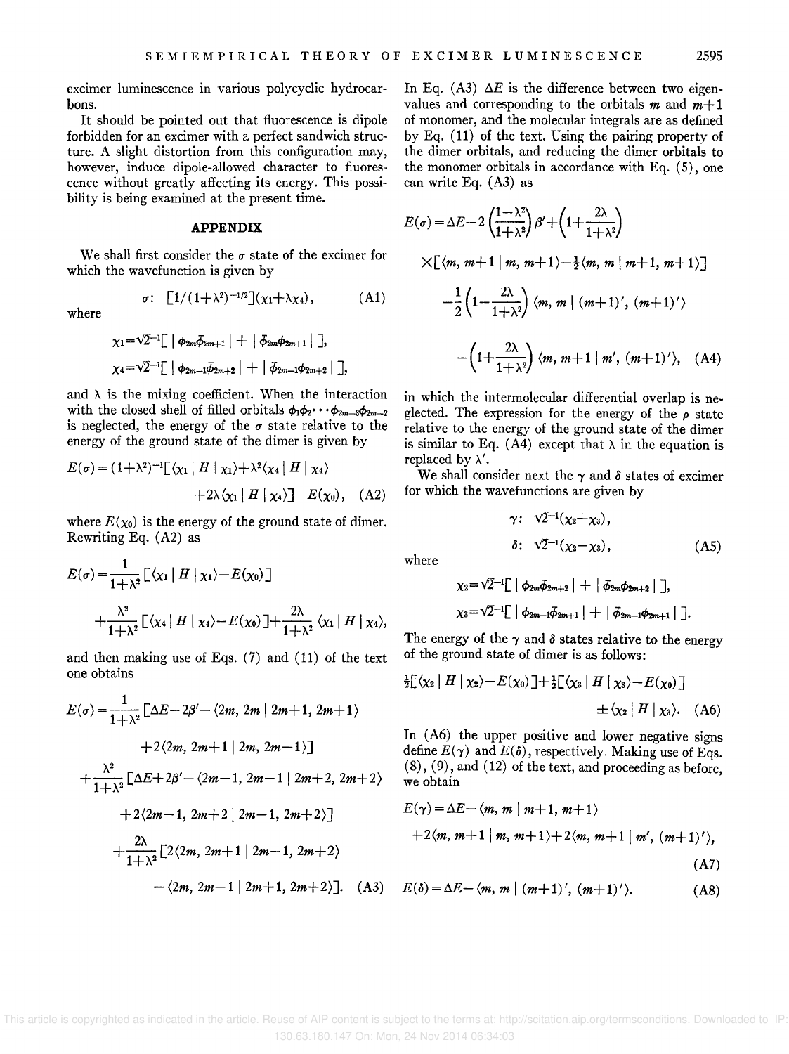excimer luminescence in various polycyclic hydrocarbons.

It should be pointed out that fluorescence is dipole forbidden for an excimer with a perfect sandwich structure. A slight distortion from this configuration may, however, induce dipole-allowed character to fluorescence without greatly affecting its energy. This possibility is being examined at the present time.

## APPENDIX

We shall first consider the $\sigma$ state of the excimer for which the wavefunction is given by

$$\sigma: \quad [1/(1+\lambda^2)^{-1/2}](\chi_1+\lambda\chi_4), \tag{A1}$$

where

$$\chi_1 = \sqrt{2}^{-1}[\,|\phi_{2m}\bar{\phi}_{2m+1}| + |\bar{\phi}_{2m}\phi_{2m+1}|\,],$$

$$\chi_4 = \sqrt{2}^{-1}[\,|\phi_{2m-1}\bar{\phi}_{2m+2}| + |\bar{\phi}_{2m-1}\phi_{2m+2}|\,],$$

and $\lambda$ is the mixing coefficient. When the interaction with the closed shell of filled orbitals $\phi_1\phi_2\cdots\phi_{2m-3}\phi_{2m-2}$ is neglected, the energy of the $\sigma$ state relative to the energy of the ground state of the dimer is given by

$$E(\sigma) = (1+\lambda^2)^{-1}[\langle\chi_1|H|\chi_1\rangle + \lambda^2\langle\chi_4|H|\chi_4\rangle + 2\lambda\langle\chi_1|H|\chi_4\rangle] - E(\chi_0), \tag{A2}$$

where $E(\chi_0)$ is the energy of the ground state of dimer. Rewriting Eq. (A2) as

$$E(\sigma) = \frac{1}{1+\lambda^2}[\langle\chi_1|H|\chi_1\rangle - E(\chi_0)] + \frac{\lambda^2}{1+\lambda^2}[\langle\chi_4|H|\chi_4\rangle - E(\chi_0)] + \frac{2\lambda}{1+\lambda^2}\langle\chi_1|H|\chi_4\rangle,$$

and then making use of Eqs. (7) and (11) of the text one obtains

$$\begin{aligned} E(\sigma) = {} & \frac{1}{1+\lambda^2}[\Delta E - 2\beta' - \langle 2m, 2m\,|\,2m+1, 2m+1\rangle \\ & + 2\langle 2m, 2m+1\,|\,2m, 2m+1\rangle] \\ & + \frac{\lambda^2}{1+\lambda^2}[\Delta E + 2\beta' - \langle 2m-1, 2m-1\,|\,2m+2, 2m+2\rangle \\ & + 2\langle 2m-1, 2m+2\,|\,2m-1, 2m+2\rangle] \\ & + \frac{2\lambda}{1+\lambda^2}[2\langle 2m, 2m+1\,|\,2m-1, 2m+2\rangle \\ & - \langle 2m, 2m-1\,|\,2m+1, 2m+2\rangle]. \end{aligned} \tag{A3}$$

In Eq. (A3) $\Delta E$ is the difference between two eigenvalues and corresponding to the orbitals $m$ and $m+1$ of monomer, and the molecular integrals are as defined by Eq. (11) of the text. Using the pairing property of the dimer orbitals, and reducing the dimer orbitals to the monomer orbitals in accordance with Eq. (5), one can write Eq. (A3) as

$$\begin{aligned} E(\sigma) = {} & \Delta E - 2\left(\frac{1-\lambda^2}{1+\lambda^2}\right)\beta' + \left(1+\frac{2\lambda}{1+\lambda^2}\right) \\ & \times[\langle m, m+1\,|\,m, m+1\rangle - \tfrac{1}{2}\langle m, m\,|\,m+1, m+1\rangle] \\ & - \frac{1}{2}\left(1-\frac{2\lambda}{1+\lambda^2}\right)\langle m, m\,|\,(m+1)', (m+1)'\rangle \\ & - \left(1+\frac{2\lambda}{1+\lambda^2}\right)\langle m, m+1\,|\,m', (m+1)'\rangle, \end{aligned} \tag{A4}$$

in which the intermolecular differential overlap is neglected. The expression for the energy of the $\rho$ state relative to the energy of the ground state of the dimer is similar to Eq. (A4) except that $\lambda$ in the equation is replaced by $\lambda'$.

We shall consider next the $\gamma$ and $\delta$ states of excimer for which the wavefunctions are given by

$$\gamma: \quad \sqrt{2}^{-1}(\chi_2+\chi_3),$$

$$\delta: \quad \sqrt{2}^{-1}(\chi_2-\chi_3), \tag{A5}$$

where

$$\chi_2 = \sqrt{2}^{-1}[\,|\phi_{2m}\bar{\phi}_{2m+2}| + |\bar{\phi}_{2m}\phi_{2m+2}|\,],$$

$$\chi_3 = \sqrt{2}^{-1}[\,|\phi_{2m-1}\bar{\phi}_{2m+1}| + |\bar{\phi}_{2m-1}\phi_{2m+1}|\,].$$

The energy of the $\gamma$ and $\delta$ states relative to the energy of the ground state of dimer is as follows:

$$\tfrac{1}{2}[\langle\chi_2|H|\chi_2\rangle - E(\chi_0)] + \tfrac{1}{2}[\langle\chi_3|H|\chi_3\rangle - E(\chi_0)] \pm \langle\chi_2|H|\chi_3\rangle. \tag{A6}$$

In (A6) the upper positive and lower negative signs define $E(\gamma)$ and $E(\delta)$, respectively. Making use of Eqs. (8), (9), and (12) of the text, and proceeding as before, we obtain

$$\begin{aligned} E(\gamma) = {} & \Delta E - \langle m, m\,|\,m+1, m+1\rangle \\ & + 2\langle m, m+1\,|\,m, m+1\rangle + 2\langle m, m+1\,|\,m', (m+1)'\rangle, \end{aligned} \tag{A7}$$

$$E(\delta) = \Delta E - \langle m, m\,|\,(m+1)', (m+1)'\rangle. \tag{A8}$$